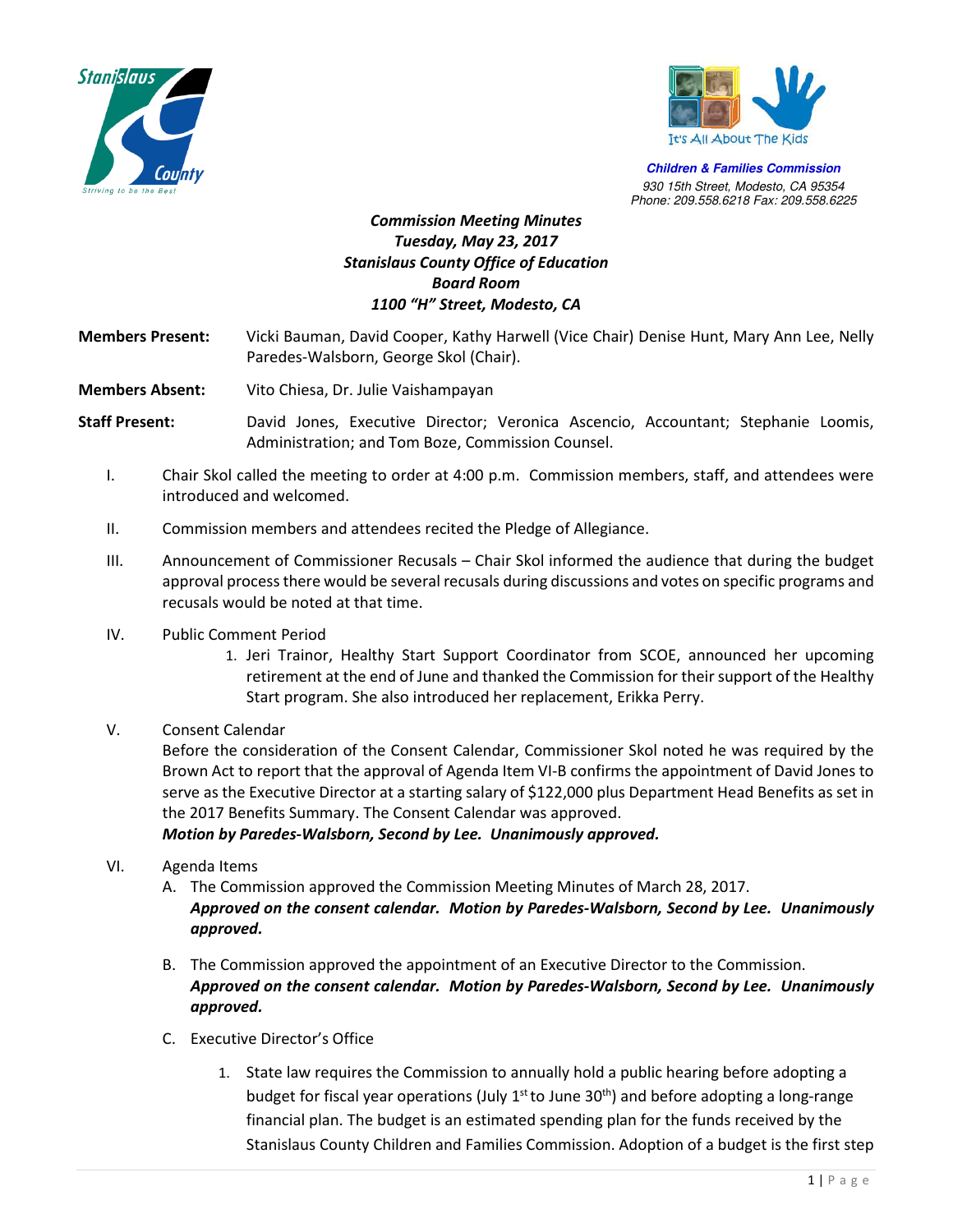Stanislaus County

Striving to be the Best

It's All About The Kids

**Children & Families Commission**

930 15th Street, Modesto, CA 95354

Phone: 209.558.6218 Fax: 209.558.6225

***Commission Meeting Minutes***
***Tuesday, May 23, 2017***
***Stanislaus County Office of Education***
***Board Room***
***1100 "H" Street, Modesto, CA***

**Members Present:** Vicki Bauman, David Cooper, Kathy Harwell (Vice Chair) Denise Hunt, Mary Ann Lee, Nelly Paredes-Walsborn, George Skol (Chair).

**Members Absent:** Vito Chiesa, Dr. Julie Vaishampayan

**Staff Present:** David Jones, Executive Director; Veronica Ascencio, Accountant; Stephanie Loomis, Administration; and Tom Boze, Commission Counsel.

I. Chair Skol called the meeting to order at 4:00 p.m. Commission members, staff, and attendees were introduced and welcomed.

II. Commission members and attendees recited the Pledge of Allegiance.

III. Announcement of Commissioner Recusals – Chair Skol informed the audience that during the budget approval process there would be several recusals during discussions and votes on specific programs and recusals would be noted at that time.

IV. Public Comment Period

1. Jeri Trainor, Healthy Start Support Coordinator from SCOE, announced her upcoming retirement at the end of June and thanked the Commission for their support of the Healthy Start program. She also introduced her replacement, Erikka Perry.

V. Consent Calendar

Before the consideration of the Consent Calendar, Commissioner Skol noted he was required by the Brown Act to report that the approval of Agenda Item VI-B confirms the appointment of David Jones to serve as the Executive Director at a starting salary of $122,000 plus Department Head Benefits as set in the 2017 Benefits Summary. The Consent Calendar was approved.

***Motion by Paredes-Walsborn, Second by Lee. Unanimously approved.***

VI. Agenda Items

A. The Commission approved the Commission Meeting Minutes of March 28, 2017.
***Approved on the consent calendar. Motion by Paredes-Walsborn, Second by Lee. Unanimously approved.***

B. The Commission approved the appointment of an Executive Director to the Commission.
***Approved on the consent calendar. Motion by Paredes-Walsborn, Second by Lee. Unanimously approved.***

C. Executive Director's Office

1. State law requires the Commission to annually hold a public hearing before adopting a budget for fiscal year operations (July 1st to June 30th) and before adopting a long-range financial plan. The budget is an estimated spending plan for the funds received by the Stanislaus County Children and Families Commission. Adoption of a budget is the first step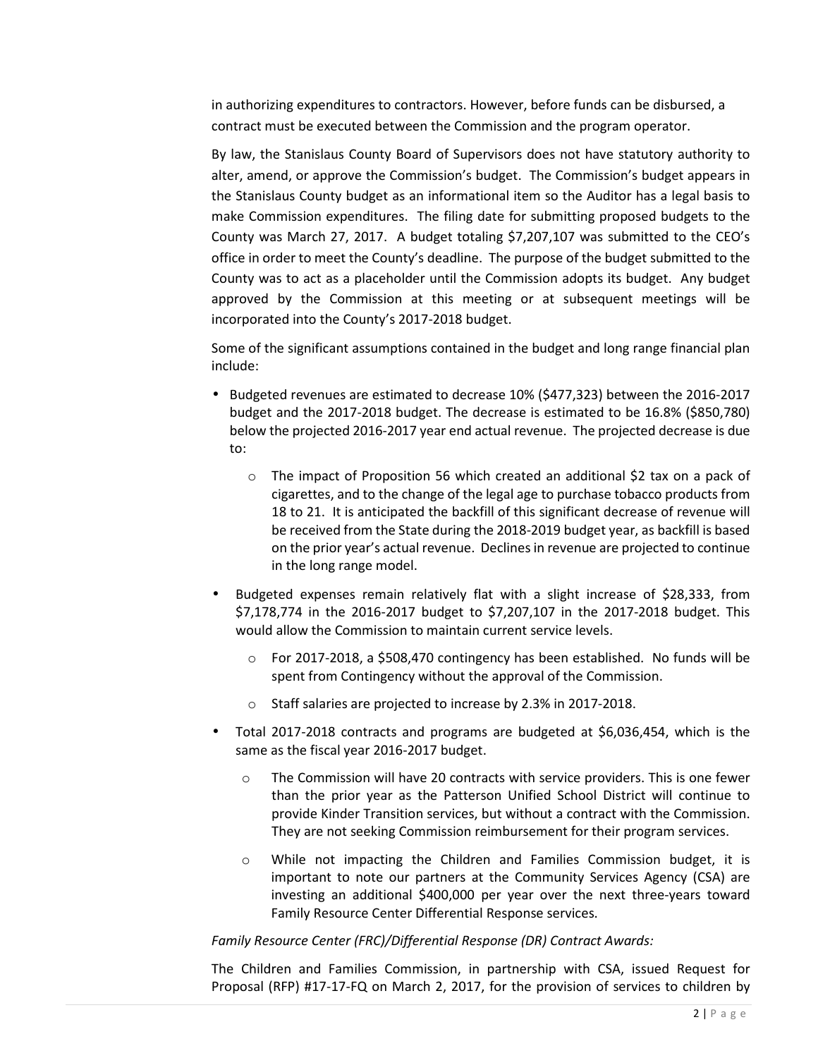in authorizing expenditures to contractors. However, before funds can be disbursed, a contract must be executed between the Commission and the program operator.

By law, the Stanislaus County Board of Supervisors does not have statutory authority to alter, amend, or approve the Commission's budget. The Commission's budget appears in the Stanislaus County budget as an informational item so the Auditor has a legal basis to make Commission expenditures. The filing date for submitting proposed budgets to the County was March 27, 2017. A budget totaling $7,207,107 was submitted to the CEO's office in order to meet the County's deadline. The purpose of the budget submitted to the County was to act as a placeholder until the Commission adopts its budget. Any budget approved by the Commission at this meeting or at subsequent meetings will be incorporated into the County's 2017-2018 budget.

Some of the significant assumptions contained in the budget and long range financial plan include:

- Budgeted revenues are estimated to decrease 10% ($477,323) between the 2016-2017 budget and the 2017-2018 budget. The decrease is estimated to be 16.8% ($850,780) below the projected 2016-2017 year end actual revenue. The projected decrease is due to:
  - The impact of Proposition 56 which created an additional $2 tax on a pack of cigarettes, and to the change of the legal age to purchase tobacco products from 18 to 21. It is anticipated the backfill of this significant decrease of revenue will be received from the State during the 2018-2019 budget year, as backfill is based on the prior year's actual revenue. Declines in revenue are projected to continue in the long range model.
- Budgeted expenses remain relatively flat with a slight increase of $28,333, from $7,178,774 in the 2016-2017 budget to $7,207,107 in the 2017-2018 budget. This would allow the Commission to maintain current service levels.
  - For 2017-2018, a $508,470 contingency has been established. No funds will be spent from Contingency without the approval of the Commission.
  - Staff salaries are projected to increase by 2.3% in 2017-2018.
- Total 2017-2018 contracts and programs are budgeted at $6,036,454, which is the same as the fiscal year 2016-2017 budget.
  - The Commission will have 20 contracts with service providers. This is one fewer than the prior year as the Patterson Unified School District will continue to provide Kinder Transition services, but without a contract with the Commission. They are not seeking Commission reimbursement for their program services.
  - While not impacting the Children and Families Commission budget, it is important to note our partners at the Community Services Agency (CSA) are investing an additional $400,000 per year over the next three-years toward Family Resource Center Differential Response services.

*Family Resource Center (FRC)/Differential Response (DR) Contract Awards:*

The Children and Families Commission, in partnership with CSA, issued Request for Proposal (RFP) #17-17-FQ on March 2, 2017, for the provision of services to children by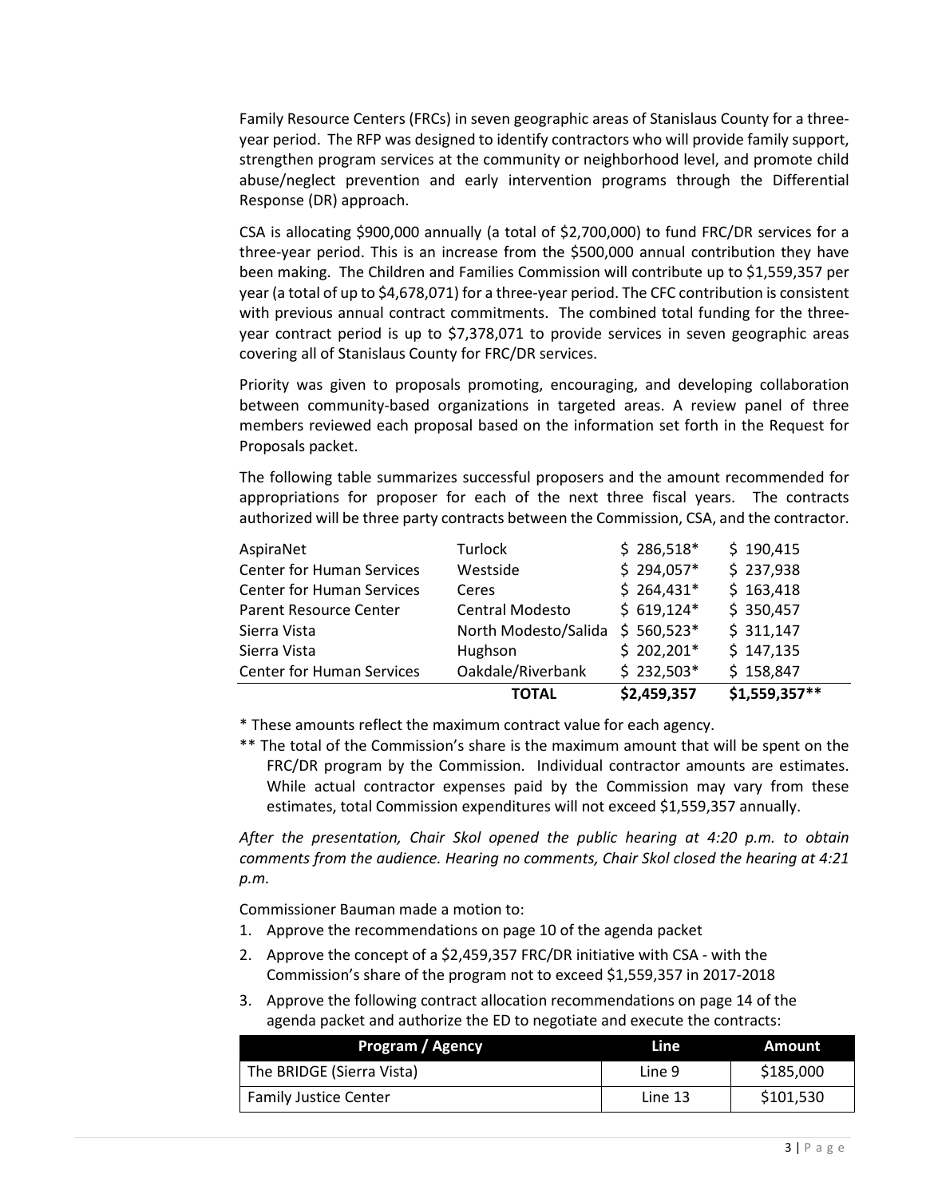Family Resource Centers (FRCs) in seven geographic areas of Stanislaus County for a three-year period. The RFP was designed to identify contractors who will provide family support, strengthen program services at the community or neighborhood level, and promote child abuse/neglect prevention and early intervention programs through the Differential Response (DR) approach.

CSA is allocating $900,000 annually (a total of $2,700,000) to fund FRC/DR services for a three-year period. This is an increase from the $500,000 annual contribution they have been making. The Children and Families Commission will contribute up to $1,559,357 per year (a total of up to $4,678,071) for a three-year period. The CFC contribution is consistent with previous annual contract commitments. The combined total funding for the three-year contract period is up to $7,378,071 to provide services in seven geographic areas covering all of Stanislaus County for FRC/DR services.

Priority was given to proposals promoting, encouraging, and developing collaboration between community-based organizations in targeted areas. A review panel of three members reviewed each proposal based on the information set forth in the Request for Proposals packet.

The following table summarizes successful proposers and the amount recommended for appropriations for proposer for each of the next three fiscal years. The contracts authorized will be three party contracts between the Commission, CSA, and the contractor.

| | | | |
|---|---|---|---|
| AspiraNet | Turlock | $ 286,518* | $ 190,415 |
| Center for Human Services | Westside | $ 294,057* | $ 237,938 |
| Center for Human Services | Ceres | $ 264,431* | $ 163,418 |
| Parent Resource Center | Central Modesto | $ 619,124* | $ 350,457 |
| Sierra Vista | North Modesto/Salida | $ 560,523* | $ 311,147 |
| Sierra Vista | Hughson | $ 202,201* | $ 147,135 |
| Center for Human Services | Oakdale/Riverbank | $ 232,503* | $ 158,847 |
| | **TOTAL** | **$2,459,357** | **$1,559,357\*\*** |

\* These amounts reflect the maximum contract value for each agency.

\*\* The total of the Commission's share is the maximum amount that will be spent on the FRC/DR program by the Commission. Individual contractor amounts are estimates. While actual contractor expenses paid by the Commission may vary from these estimates, total Commission expenditures will not exceed $1,559,357 annually.

*After the presentation, Chair Skol opened the public hearing at 4:20 p.m. to obtain comments from the audience. Hearing no comments, Chair Skol closed the hearing at 4:21 p.m.*

Commissioner Bauman made a motion to:

1. Approve the recommendations on page 10 of the agenda packet
2. Approve the concept of a $2,459,357 FRC/DR initiative with CSA - with the Commission's share of the program not to exceed $1,559,357 in 2017-2018
3. Approve the following contract allocation recommendations on page 14 of the agenda packet and authorize the ED to negotiate and execute the contracts:

| Program / Agency | Line | Amount |
|---|---|---|
| The BRIDGE (Sierra Vista) | Line 9 | $185,000 |
| Family Justice Center | Line 13 | $101,530 |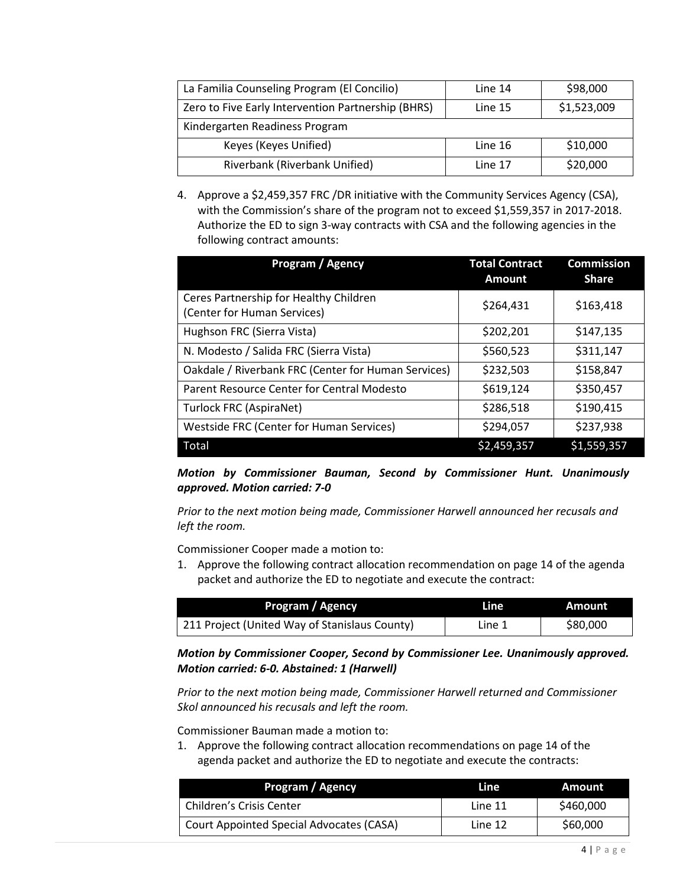| | | |
|---|---|---|
| La Familia Counseling Program (El Concilio) | Line 14 | $98,000 |
| Zero to Five Early Intervention Partnership (BHRS) | Line 15 | $1,523,009 |
| Kindergarten Readiness Program | | |
| Keyes (Keyes Unified) | Line 16 | $10,000 |
| Riverbank (Riverbank Unified) | Line 17 | $20,000 |

4. Approve a $2,459,357 FRC /DR initiative with the Community Services Agency (CSA), with the Commission's share of the program not to exceed $1,559,357 in 2017-2018. Authorize the ED to sign 3-way contracts with CSA and the following agencies in the following contract amounts:

| Program / Agency | Total Contract Amount | Commission Share |
|---|---|---|
| Ceres Partnership for Healthy Children (Center for Human Services) | $264,431 | $163,418 |
| Hughson FRC (Sierra Vista) | $202,201 | $147,135 |
| N. Modesto / Salida FRC (Sierra Vista) | $560,523 | $311,147 |
| Oakdale / Riverbank FRC (Center for Human Services) | $232,503 | $158,847 |
| Parent Resource Center for Central Modesto | $619,124 | $350,457 |
| Turlock FRC (AspiraNet) | $286,518 | $190,415 |
| Westside FRC (Center for Human Services) | $294,057 | $237,938 |
| Total | $2,459,357 | $1,559,357 |

***Motion by Commissioner Bauman, Second by Commissioner Hunt. Unanimously approved. Motion carried: 7-0***

*Prior to the next motion being made, Commissioner Harwell announced her recusals and left the room.*

Commissioner Cooper made a motion to:

1. Approve the following contract allocation recommendation on page 14 of the agenda packet and authorize the ED to negotiate and execute the contract:

| Program / Agency | Line | Amount |
|---|---|---|
| 211 Project (United Way of Stanislaus County) | Line 1 | $80,000 |

***Motion by Commissioner Cooper, Second by Commissioner Lee. Unanimously approved. Motion carried: 6-0. Abstained: 1 (Harwell)***

*Prior to the next motion being made, Commissioner Harwell returned and Commissioner Skol announced his recusals and left the room.*

Commissioner Bauman made a motion to:

1. Approve the following contract allocation recommendations on page 14 of the agenda packet and authorize the ED to negotiate and execute the contracts:

| Program / Agency | Line | Amount |
|---|---|---|
| Children's Crisis Center | Line 11 | $460,000 |
| Court Appointed Special Advocates (CASA) | Line 12 | $60,000 |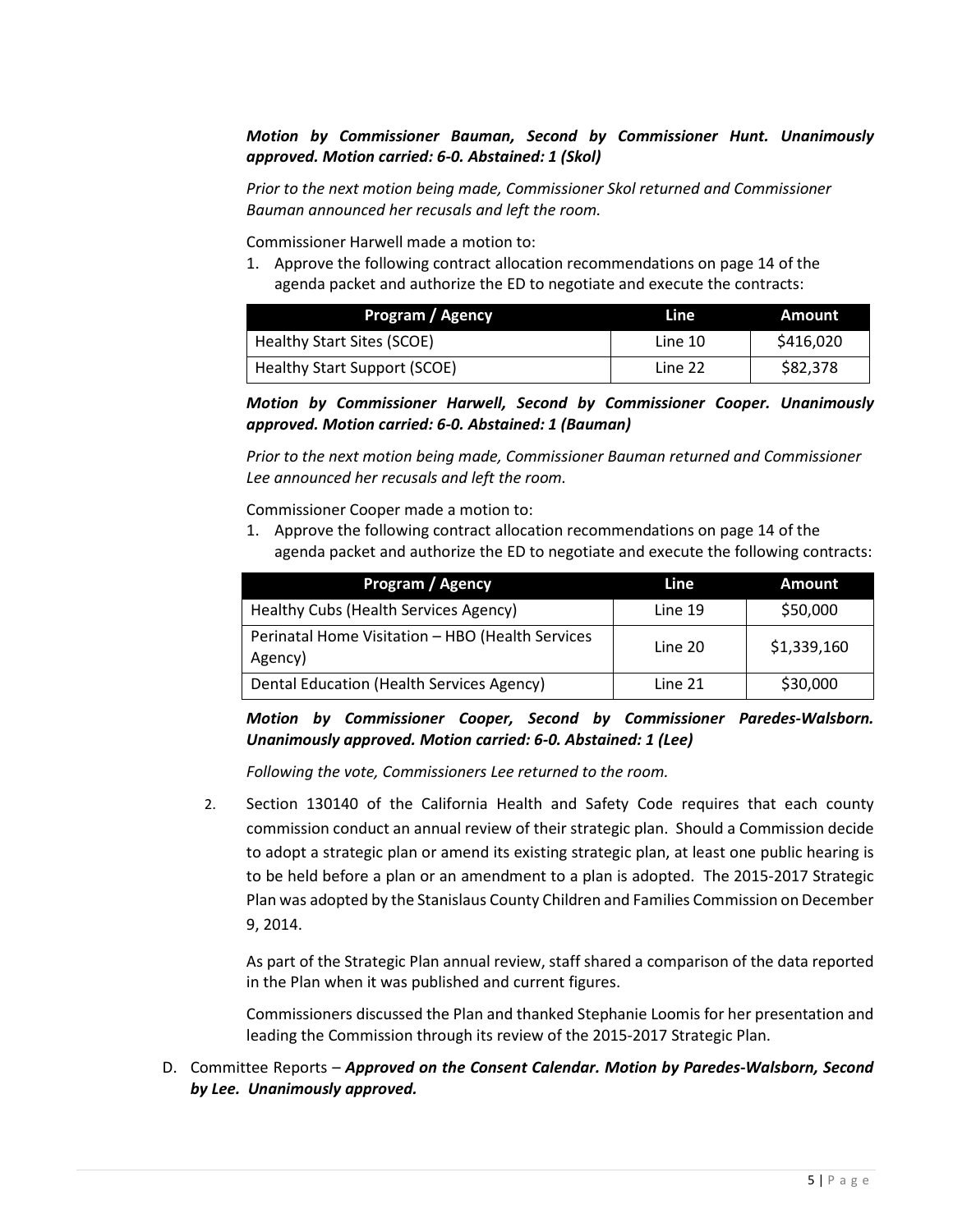***Motion by Commissioner Bauman, Second by Commissioner Hunt. Unanimously approved. Motion carried: 6-0. Abstained: 1 (Skol)***

*Prior to the next motion being made, Commissioner Skol returned and Commissioner Bauman announced her recusals and left the room.*

Commissioner Harwell made a motion to:

1. Approve the following contract allocation recommendations on page 14 of the agenda packet and authorize the ED to negotiate and execute the contracts:

| Program / Agency | Line | Amount |
|---|---|---|
| Healthy Start Sites (SCOE) | Line 10 | $416,020 |
| Healthy Start Support (SCOE) | Line 22 | $82,378 |

***Motion by Commissioner Harwell, Second by Commissioner Cooper. Unanimously approved. Motion carried: 6-0. Abstained: 1 (Bauman)***

*Prior to the next motion being made, Commissioner Bauman returned and Commissioner Lee announced her recusals and left the room.*

Commissioner Cooper made a motion to:

1. Approve the following contract allocation recommendations on page 14 of the agenda packet and authorize the ED to negotiate and execute the following contracts:

| Program / Agency | Line | Amount |
|---|---|---|
| Healthy Cubs (Health Services Agency) | Line 19 | $50,000 |
| Perinatal Home Visitation – HBO (Health Services Agency) | Line 20 | $1,339,160 |
| Dental Education (Health Services Agency) | Line 21 | $30,000 |

***Motion by Commissioner Cooper, Second by Commissioner Paredes-Walsborn. Unanimously approved. Motion carried: 6-0. Abstained: 1 (Lee)***

*Following the vote, Commissioners Lee returned to the room.*

2. Section 130140 of the California Health and Safety Code requires that each county commission conduct an annual review of their strategic plan. Should a Commission decide to adopt a strategic plan or amend its existing strategic plan, at least one public hearing is to be held before a plan or an amendment to a plan is adopted. The 2015-2017 Strategic Plan was adopted by the Stanislaus County Children and Families Commission on December 9, 2014.

   As part of the Strategic Plan annual review, staff shared a comparison of the data reported in the Plan when it was published and current figures.

   Commissioners discussed the Plan and thanked Stephanie Loomis for her presentation and leading the Commission through its review of the 2015-2017 Strategic Plan.

D. Committee Reports – ***Approved on the Consent Calendar. Motion by Paredes-Walsborn, Second by Lee. Unanimously approved.***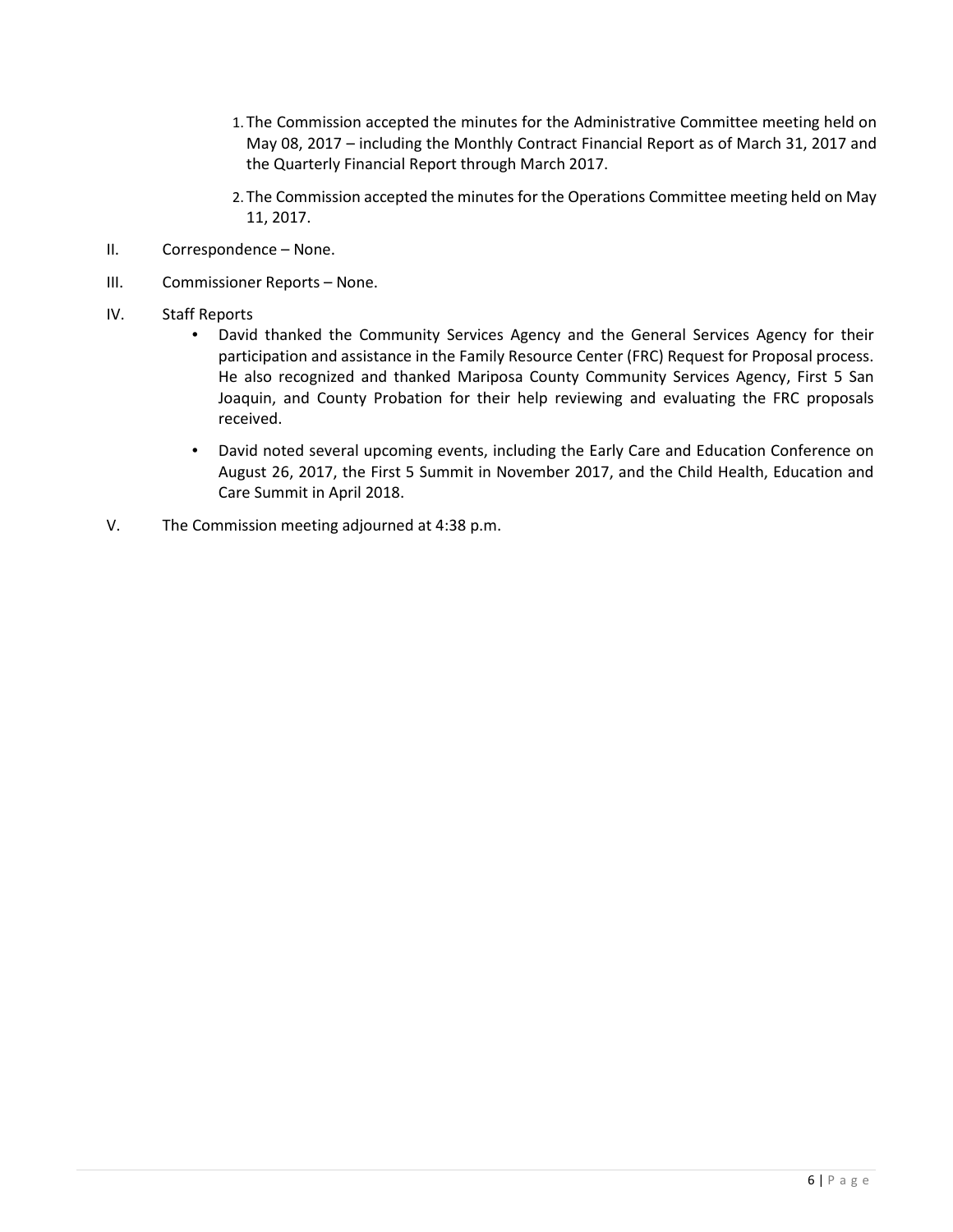1. The Commission accepted the minutes for the Administrative Committee meeting held on May 08, 2017 – including the Monthly Contract Financial Report as of March 31, 2017 and the Quarterly Financial Report through March 2017.

2. The Commission accepted the minutes for the Operations Committee meeting held on May 11, 2017.

II. Correspondence – None.

III. Commissioner Reports – None.

IV. Staff Reports

- David thanked the Community Services Agency and the General Services Agency for their participation and assistance in the Family Resource Center (FRC) Request for Proposal process. He also recognized and thanked Mariposa County Community Services Agency, First 5 San Joaquin, and County Probation for their help reviewing and evaluating the FRC proposals received.

- David noted several upcoming events, including the Early Care and Education Conference on August 26, 2017, the First 5 Summit in November 2017, and the Child Health, Education and Care Summit in April 2018.

V. The Commission meeting adjourned at 4:38 p.m.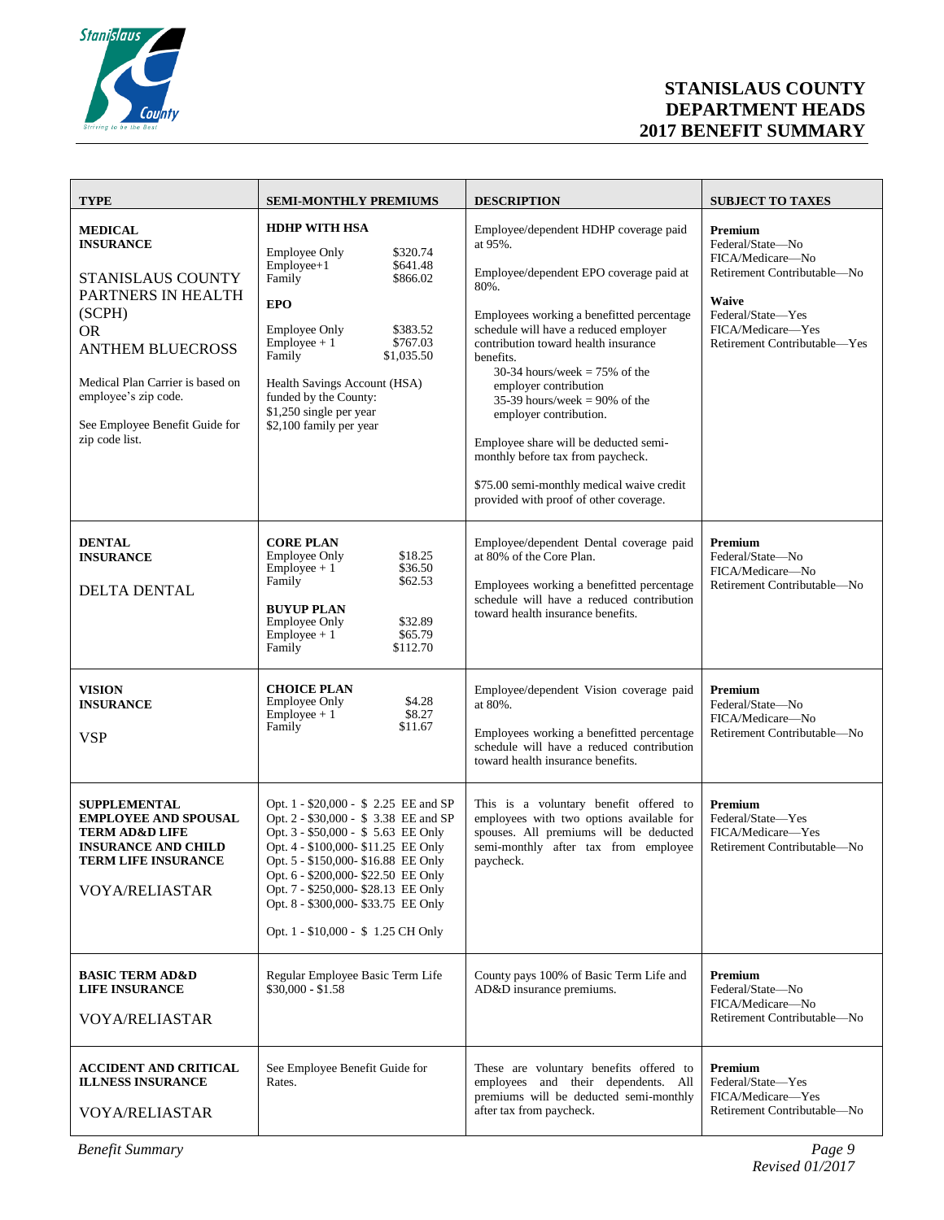# STANISLAUS COUNTY DEPARTMENT HEADS 2017 BENEFIT SUMMARY

| TYPE | SEMI-MONTHLY PREMIUMS | DESCRIPTION | SUBJECT TO TAXES |
|---|---|---|---|
| **MEDICAL INSURANCE**<br><br>STANISLAUS COUNTY PARTNERS IN HEALTH (SCPH)<br>OR<br>ANTHEM BLUECROSS<br><br>Medical Plan Carrier is based on employee's zip code.<br><br>See Employee Benefit Guide for zip code list. | **HDHP WITH HSA**<br>Employee Only $320.74<br>Employee+1 $641.48<br>Family $866.02<br><br>**EPO**<br>Employee Only $383.52<br>Employee + 1 $767.03<br>Family $1,035.50<br><br>Health Savings Account (HSA) funded by the County:<br>$1,250 single per year<br>$2,100 family per year | Employee/dependent HDHP coverage paid at 95%.<br><br>Employee/dependent EPO coverage paid at 80%.<br><br>Employees working a benefitted percentage schedule will have a reduced employer contribution toward health insurance benefits.<br>30-34 hours/week = 75% of the employer contribution<br>35-39 hours/week = 90% of the employer contribution.<br><br>Employee share will be deducted semi-monthly before tax from paycheck.<br><br>$75.00 semi-monthly medical waive credit provided with proof of other coverage. | **Premium**<br>Federal/State—No<br>FICA/Medicare—No<br>Retirement Contributable—No<br><br>**Waive**<br>Federal/State—Yes<br>FICA/Medicare—Yes<br>Retirement Contributable—Yes |
| **DENTAL INSURANCE**<br><br>DELTA DENTAL | **CORE PLAN**<br>Employee Only $18.25<br>Employee + 1 $36.50<br>Family $62.53<br><br>**BUYUP PLAN**<br>Employee Only $32.89<br>Employee + 1 $65.79<br>Family $112.70 | Employee/dependent Dental coverage paid at 80% of the Core Plan.<br><br>Employees working a benefitted percentage schedule will have a reduced contribution toward health insurance benefits. | **Premium**<br>Federal/State—No<br>FICA/Medicare—No<br>Retirement Contributable—No |
| **VISION INSURANCE**<br><br>VSP | **CHOICE PLAN**<br>Employee Only $4.28<br>Employee + 1 $8.27<br>Family $11.67 | Employee/dependent Vision coverage paid at 80%.<br><br>Employees working a benefitted percentage schedule will have a reduced contribution toward health insurance benefits. | **Premium**<br>Federal/State—No<br>FICA/Medicare—No<br>Retirement Contributable—No |
| **SUPPLEMENTAL EMPLOYEE AND SPOUSAL TERM AD&D LIFE INSURANCE AND CHILD TERM LIFE INSURANCE**<br><br>VOYA/RELIASTAR | Opt. 1 - $20,000 - $ 2.25 EE and SP<br>Opt. 2 - $30,000 - $ 3.38 EE and SP<br>Opt. 3 - $50,000 - $ 5.63 EE Only<br>Opt. 4 - $100,000- $11.25 EE Only<br>Opt. 5 - $150,000- $16.88 EE Only<br>Opt. 6 - $200,000- $22.50 EE Only<br>Opt. 7 - $250,000- $28.13 EE Only<br>Opt. 8 - $300,000- $33.75 EE Only<br><br>Opt. 1 - $10,000 - $ 1.25 CH Only | This is a voluntary benefit offered to employees with two options available for spouses. All premiums will be deducted semi-monthly after tax from employee paycheck. | **Premium**<br>Federal/State—Yes<br>FICA/Medicare—Yes<br>Retirement Contributable—No |
| **BASIC TERM AD&D LIFE INSURANCE**<br><br>VOYA/RELIASTAR | Regular Employee Basic Term Life $30,000 - $1.58 | County pays 100% of Basic Term Life and AD&D insurance premiums. | **Premium**<br>Federal/State—No<br>FICA/Medicare—No<br>Retirement Contributable—No |
| **ACCIDENT AND CRITICAL ILLNESS INSURANCE**<br><br>VOYA/RELIASTAR | See Employee Benefit Guide for Rates. | These are voluntary benefits offered to employees and their dependents. All premiums will be deducted semi-monthly after tax from paycheck. | **Premium**<br>Federal/State—Yes<br>FICA/Medicare—Yes<br>Retirement Contributable—No |

*Benefit Summary*

*Revised 01/2017*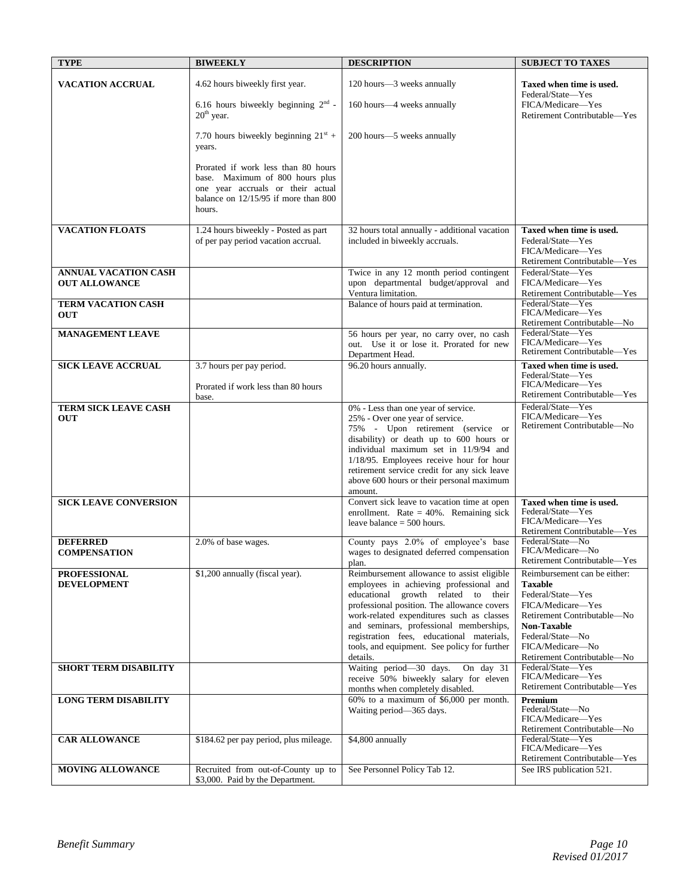| TYPE | BIWEEKLY | DESCRIPTION | SUBJECT TO TAXES |
|---|---|---|---|
| **VACATION ACCRUAL** | 4.62 hours biweekly first year.<br><br>6.16 hours biweekly beginning 2nd - 20th year.<br><br>7.70 hours biweekly beginning 21st + years.<br><br>Prorated if work less than 80 hours base. Maximum of 800 hours plus one year accruals or their actual balance on 12/15/95 if more than 800 hours. | 120 hours—3 weeks annually<br><br>160 hours—4 weeks annually<br><br>200 hours—5 weeks annually | **Taxed when time is used.**<br>Federal/State—Yes<br>FICA/Medicare—Yes<br>Retirement Contributable—Yes |
| **VACATION FLOATS** | 1.24 hours biweekly - Posted as part of per pay period vacation accrual. | 32 hours total annually - additional vacation included in biweekly accruals. | **Taxed when time is used.**<br>Federal/State—Yes<br>FICA/Medicare—Yes<br>Retirement Contributable—Yes |
| **ANNUAL VACATION CASH OUT ALLOWANCE** | | Twice in any 12 month period contingent upon departmental budget/approval and Ventura limitation. | Federal/State—Yes<br>FICA/Medicare—Yes<br>Retirement Contributable—Yes |
| **TERM VACATION CASH OUT** | | Balance of hours paid at termination. | Federal/State—Yes<br>FICA/Medicare—Yes<br>Retirement Contributable—No |
| **MANAGEMENT LEAVE** | | 56 hours per year, no carry over, no cash out. Use it or lose it. Prorated for new Department Head. | Federal/State—Yes<br>FICA/Medicare—Yes<br>Retirement Contributable—Yes |
| **SICK LEAVE ACCRUAL** | 3.7 hours per pay period.<br><br>Prorated if work less than 80 hours base. | 96.20 hours annually. | **Taxed when time is used.**<br>Federal/State—Yes<br>FICA/Medicare—Yes<br>Retirement Contributable—Yes |
| **TERM SICK LEAVE CASH OUT** | | 0% - Less than one year of service.<br>25% - Over one year of service.<br>75% - Upon retirement (service or disability) or death up to 600 hours or individual maximum set in 11/9/94 and 1/18/95. Employees receive hour for hour retirement service credit for any sick leave above 600 hours or their personal maximum amount. | Federal/State—Yes<br>FICA/Medicare—Yes<br>Retirement Contributable—No |
| **SICK LEAVE CONVERSION** | | Convert sick leave to vacation time at open enrollment. Rate = 40%. Remaining sick leave balance = 500 hours. | **Taxed when time is used.**<br>Federal/State—Yes<br>FICA/Medicare—Yes<br>Retirement Contributable—Yes |
| **DEFERRED COMPENSATION** | 2.0% of base wages. | County pays 2.0% of employee's base wages to designated deferred compensation plan. | Federal/State—No<br>FICA/Medicare—No<br>Retirement Contributable—Yes |
| **PROFESSIONAL DEVELOPMENT** | $1,200 annually (fiscal year). | Reimbursement allowance to assist eligible employees in achieving professional and educational growth related to their professional position. The allowance covers work-related expenditures such as classes and seminars, professional memberships, registration fees, educational materials, tools, and equipment. See policy for further details. | Reimbursement can be either:<br>**Taxable**<br>Federal/State—Yes<br>FICA/Medicare—Yes<br>Retirement Contributable—No<br>**Non-Taxable**<br>Federal/State—No<br>FICA/Medicare—No<br>Retirement Contributable—No |
| **SHORT TERM DISABILITY** | | Waiting period—30 days. On day 31 receive 50% biweekly salary for eleven months when completely disabled. | Federal/State—Yes<br>FICA/Medicare—Yes<br>Retirement Contributable—Yes |
| **LONG TERM DISABILITY** | | 60% to a maximum of $6,000 per month. Waiting period—365 days. | **Premium**<br>Federal/State—No<br>FICA/Medicare—Yes<br>Retirement Contributable—No |
| **CAR ALLOWANCE** | $184.62 per pay period, plus mileage. | $4,800 annually | Federal/State—Yes<br>FICA/Medicare—Yes<br>Retirement Contributable—Yes |
| **MOVING ALLOWANCE** | Recruited from out-of-County up to $3,000. Paid by the Department. | See Personnel Policy Tab 12. | See IRS publication 521. |

*Benefit Summary*

*Revised 01/2017*